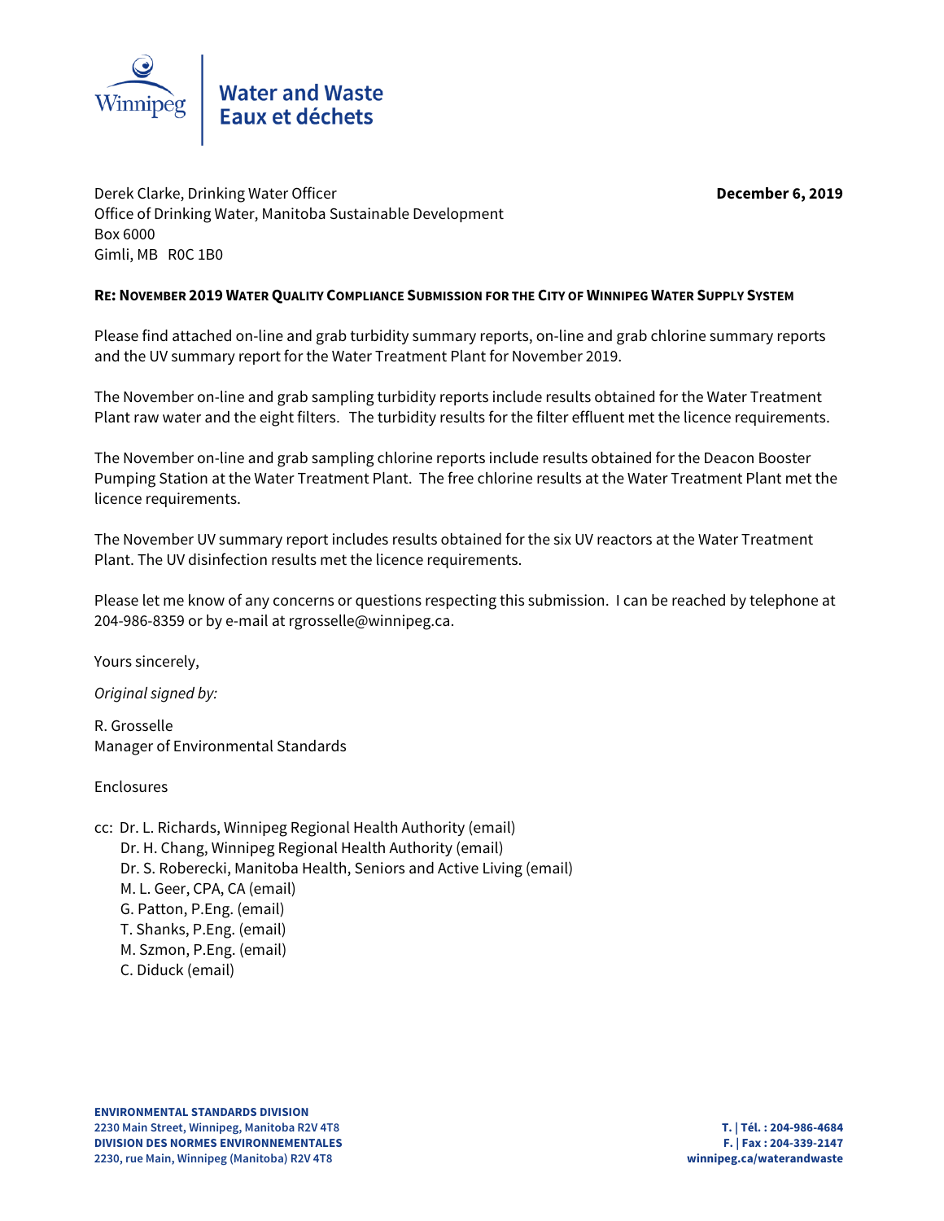Winnipeg

**Water and Waste**
**Eaux et déchets**

Derek Clarke, Drinking Water Officer
Office of Drinking Water, Manitoba Sustainable Development
Box 6000
Gimli, MB R0C 1B0

**December 6, 2019**

**RE: NOVEMBER 2019 WATER QUALITY COMPLIANCE SUBMISSION FOR THE CITY OF WINNIPEG WATER SUPPLY SYSTEM**

Please find attached on-line and grab turbidity summary reports, on-line and grab chlorine summary reports and the UV summary report for the Water Treatment Plant for November 2019.

The November on-line and grab sampling turbidity reports include results obtained for the Water Treatment Plant raw water and the eight filters. The turbidity results for the filter effluent met the licence requirements.

The November on-line and grab sampling chlorine reports include results obtained for the Deacon Booster Pumping Station at the Water Treatment Plant. The free chlorine results at the Water Treatment Plant met the licence requirements.

The November UV summary report includes results obtained for the six UV reactors at the Water Treatment Plant. The UV disinfection results met the licence requirements.

Please let me know of any concerns or questions respecting this submission. I can be reached by telephone at 204-986-8359 or by e-mail at rgrosselle@winnipeg.ca.

Yours sincerely,

*Original signed by:*

R. Grosselle
Manager of Environmental Standards

Enclosures

cc: Dr. L. Richards, Winnipeg Regional Health Authority (email)
Dr. H. Chang, Winnipeg Regional Health Authority (email)
Dr. S. Roberecki, Manitoba Health, Seniors and Active Living (email)
M. L. Geer, CPA, CA (email)
G. Patton, P.Eng. (email)
T. Shanks, P.Eng. (email)
M. Szmon, P.Eng. (email)
C. Diduck (email)

**ENVIRONMENTAL STANDARDS DIVISION**
**2230 Main Street, Winnipeg, Manitoba R2V 4T8**
**DIVISION DES NORMES ENVIRONNEMENTALES**
**2230, rue Main, Winnipeg (Manitoba) R2V 4T8**

**T. | Tél. : 204-986-4684**
**F. | Fax : 204-339-2147**
**winnipeg.ca/waterandwaste**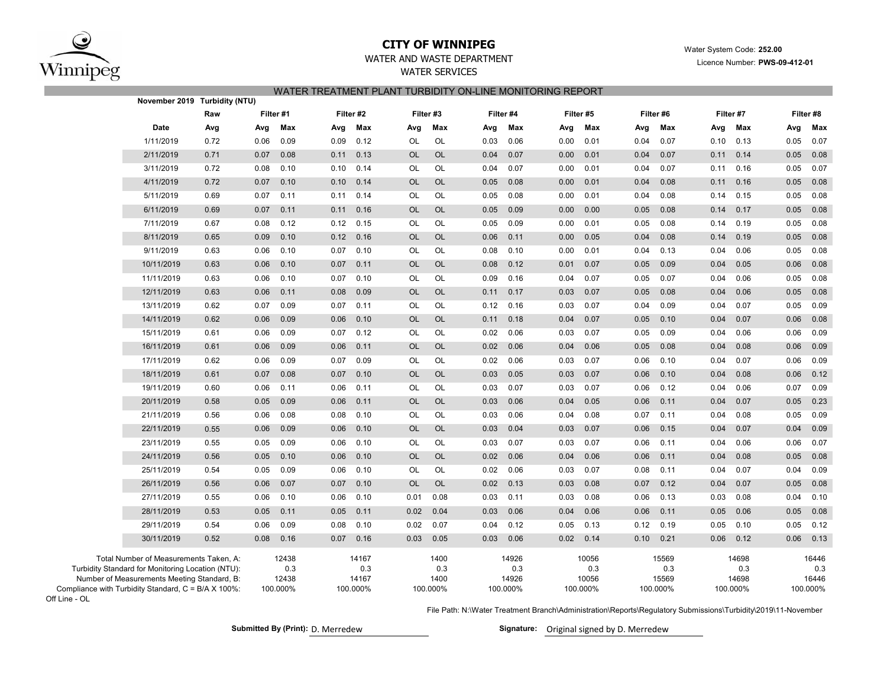# CITY OF WINNIPEG

WATER AND WASTE DEPARTMENT

WATER SERVICES

Water System Code: **252.00**

Licence Number: **PWS-09-412-01**

## WATER TREATMENT PLANT TURBIDITY ON-LINE MONITORING REPORT

**November 2019 Turbidity (NTU)**

| Date | Raw | Filter #1 | | Filter #2 | | Filter #3 | | Filter #4 | | Filter #5 | | Filter #6 | | Filter #7 | | Filter #8 | |
|---|---|---|---|---|---|---|---|---|---|---|---|---|---|---|---|---|---|
| | Avg | Avg | Max | Avg | Max | Avg | Max | Avg | Max | Avg | Max | Avg | Max | Avg | Max | Avg | Max |
| 1/11/2019 | 0.72 | 0.06 | 0.09 | 0.09 | 0.12 | OL | OL | 0.03 | 0.06 | 0.00 | 0.01 | 0.04 | 0.07 | 0.10 | 0.13 | 0.05 | 0.07 |
| 2/11/2019 | 0.71 | 0.07 | 0.08 | 0.11 | 0.13 | OL | OL | 0.04 | 0.07 | 0.00 | 0.01 | 0.04 | 0.07 | 0.11 | 0.14 | 0.05 | 0.08 |
| 3/11/2019 | 0.72 | 0.08 | 0.10 | 0.10 | 0.14 | OL | OL | 0.04 | 0.07 | 0.00 | 0.01 | 0.04 | 0.07 | 0.11 | 0.16 | 0.05 | 0.07 |
| 4/11/2019 | 0.72 | 0.07 | 0.10 | 0.10 | 0.14 | OL | OL | 0.05 | 0.08 | 0.00 | 0.01 | 0.04 | 0.08 | 0.11 | 0.16 | 0.05 | 0.08 |
| 5/11/2019 | 0.69 | 0.07 | 0.11 | 0.11 | 0.14 | OL | OL | 0.05 | 0.08 | 0.00 | 0.01 | 0.04 | 0.08 | 0.14 | 0.15 | 0.05 | 0.08 |
| 6/11/2019 | 0.69 | 0.07 | 0.11 | 0.11 | 0.16 | OL | OL | 0.05 | 0.09 | 0.00 | 0.00 | 0.05 | 0.08 | 0.14 | 0.17 | 0.05 | 0.08 |
| 7/11/2019 | 0.67 | 0.08 | 0.12 | 0.12 | 0.15 | OL | OL | 0.05 | 0.09 | 0.00 | 0.01 | 0.05 | 0.08 | 0.14 | 0.19 | 0.05 | 0.08 |
| 8/11/2019 | 0.65 | 0.09 | 0.10 | 0.12 | 0.16 | OL | OL | 0.06 | 0.11 | 0.00 | 0.05 | 0.04 | 0.08 | 0.14 | 0.19 | 0.05 | 0.08 |
| 9/11/2019 | 0.63 | 0.06 | 0.10 | 0.07 | 0.10 | OL | OL | 0.08 | 0.10 | 0.00 | 0.01 | 0.04 | 0.13 | 0.04 | 0.06 | 0.05 | 0.08 |
| 10/11/2019 | 0.63 | 0.06 | 0.10 | 0.07 | 0.11 | OL | OL | 0.08 | 0.12 | 0.01 | 0.07 | 0.05 | 0.09 | 0.04 | 0.05 | 0.06 | 0.08 |
| 11/11/2019 | 0.63 | 0.06 | 0.10 | 0.07 | 0.10 | OL | OL | 0.09 | 0.16 | 0.04 | 0.07 | 0.05 | 0.07 | 0.04 | 0.06 | 0.05 | 0.08 |
| 12/11/2019 | 0.63 | 0.06 | 0.11 | 0.08 | 0.09 | OL | OL | 0.11 | 0.17 | 0.03 | 0.07 | 0.05 | 0.08 | 0.04 | 0.06 | 0.05 | 0.08 |
| 13/11/2019 | 0.62 | 0.07 | 0.09 | 0.07 | 0.11 | OL | OL | 0.12 | 0.16 | 0.03 | 0.07 | 0.04 | 0.09 | 0.04 | 0.07 | 0.05 | 0.09 |
| 14/11/2019 | 0.62 | 0.06 | 0.09 | 0.06 | 0.10 | OL | OL | 0.11 | 0.18 | 0.04 | 0.07 | 0.05 | 0.10 | 0.04 | 0.07 | 0.06 | 0.08 |
| 15/11/2019 | 0.61 | 0.06 | 0.09 | 0.07 | 0.12 | OL | OL | 0.02 | 0.06 | 0.03 | 0.07 | 0.05 | 0.09 | 0.04 | 0.06 | 0.06 | 0.09 |
| 16/11/2019 | 0.61 | 0.06 | 0.09 | 0.06 | 0.11 | OL | OL | 0.02 | 0.06 | 0.04 | 0.06 | 0.05 | 0.08 | 0.04 | 0.08 | 0.06 | 0.09 |
| 17/11/2019 | 0.62 | 0.06 | 0.09 | 0.07 | 0.09 | OL | OL | 0.02 | 0.06 | 0.03 | 0.07 | 0.06 | 0.10 | 0.04 | 0.07 | 0.06 | 0.09 |
| 18/11/2019 | 0.61 | 0.07 | 0.08 | 0.07 | 0.10 | OL | OL | 0.03 | 0.05 | 0.03 | 0.07 | 0.06 | 0.10 | 0.04 | 0.08 | 0.06 | 0.12 |
| 19/11/2019 | 0.60 | 0.06 | 0.11 | 0.06 | 0.11 | OL | OL | 0.03 | 0.07 | 0.03 | 0.07 | 0.06 | 0.12 | 0.04 | 0.06 | 0.07 | 0.09 |
| 20/11/2019 | 0.58 | 0.05 | 0.09 | 0.06 | 0.11 | OL | OL | 0.03 | 0.06 | 0.04 | 0.05 | 0.06 | 0.11 | 0.04 | 0.07 | 0.05 | 0.23 |
| 21/11/2019 | 0.56 | 0.06 | 0.08 | 0.08 | 0.10 | OL | OL | 0.03 | 0.06 | 0.04 | 0.08 | 0.07 | 0.11 | 0.04 | 0.08 | 0.05 | 0.09 |
| 22/11/2019 | 0.55 | 0.06 | 0.09 | 0.06 | 0.10 | OL | OL | 0.03 | 0.04 | 0.03 | 0.07 | 0.06 | 0.15 | 0.04 | 0.07 | 0.04 | 0.09 |
| 23/11/2019 | 0.55 | 0.05 | 0.09 | 0.06 | 0.10 | OL | OL | 0.03 | 0.07 | 0.03 | 0.07 | 0.06 | 0.11 | 0.04 | 0.06 | 0.06 | 0.07 |
| 24/11/2019 | 0.56 | 0.05 | 0.10 | 0.06 | 0.10 | OL | OL | 0.02 | 0.06 | 0.04 | 0.06 | 0.06 | 0.11 | 0.04 | 0.08 | 0.05 | 0.08 |
| 25/11/2019 | 0.54 | 0.05 | 0.09 | 0.06 | 0.10 | OL | OL | 0.02 | 0.06 | 0.03 | 0.07 | 0.08 | 0.11 | 0.04 | 0.07 | 0.04 | 0.09 |
| 26/11/2019 | 0.56 | 0.06 | 0.07 | 0.07 | 0.10 | OL | OL | 0.02 | 0.13 | 0.03 | 0.08 | 0.07 | 0.12 | 0.04 | 0.07 | 0.05 | 0.08 |
| 27/11/2019 | 0.55 | 0.06 | 0.10 | 0.06 | 0.10 | 0.01 | 0.08 | 0.03 | 0.11 | 0.03 | 0.08 | 0.06 | 0.13 | 0.03 | 0.08 | 0.04 | 0.10 |
| 28/11/2019 | 0.53 | 0.05 | 0.11 | 0.05 | 0.11 | 0.02 | 0.04 | 0.03 | 0.06 | 0.04 | 0.06 | 0.06 | 0.11 | 0.05 | 0.06 | 0.05 | 0.08 |
| 29/11/2019 | 0.54 | 0.06 | 0.09 | 0.08 | 0.10 | 0.02 | 0.07 | 0.04 | 0.12 | 0.05 | 0.13 | 0.12 | 0.19 | 0.05 | 0.10 | 0.05 | 0.12 |
| 30/11/2019 | 0.52 | 0.08 | 0.16 | 0.07 | 0.16 | 0.03 | 0.05 | 0.03 | 0.06 | 0.02 | 0.14 | 0.10 | 0.21 | 0.06 | 0.12 | 0.06 | 0.13 |
| Total Number of Measurements Taken, A: | | 12438 | | 14167 | | 1400 | | 14926 | | 10056 | | 15569 | | 14698 | | 16446 | |
| Turbidity Standard for Monitoring Location (NTU): | | 0.3 | | 0.3 | | 0.3 | | 0.3 | | 0.3 | | 0.3 | | 0.3 | | 0.3 | |
| Number of Measurements Meeting Standard, B: | | 12438 | | 14167 | | 1400 | | 14926 | | 10056 | | 15569 | | 14698 | | 16446 | |
| Compliance with Turbidity Standard, C = B/A X 100%: | | 100.000% | | 100.000% | | 100.000% | | 100.000% | | 100.000% | | 100.000% | | 100.000% | | 100.000% | |

Off Line - OL

File Path: N:\Water Treatment Branch\Administration\Reports\Regulatory Submissions\Turbidity\2019\11-November

**Submitted By (Print):** D. Merredew

**Signature:** Original signed by D. Merredew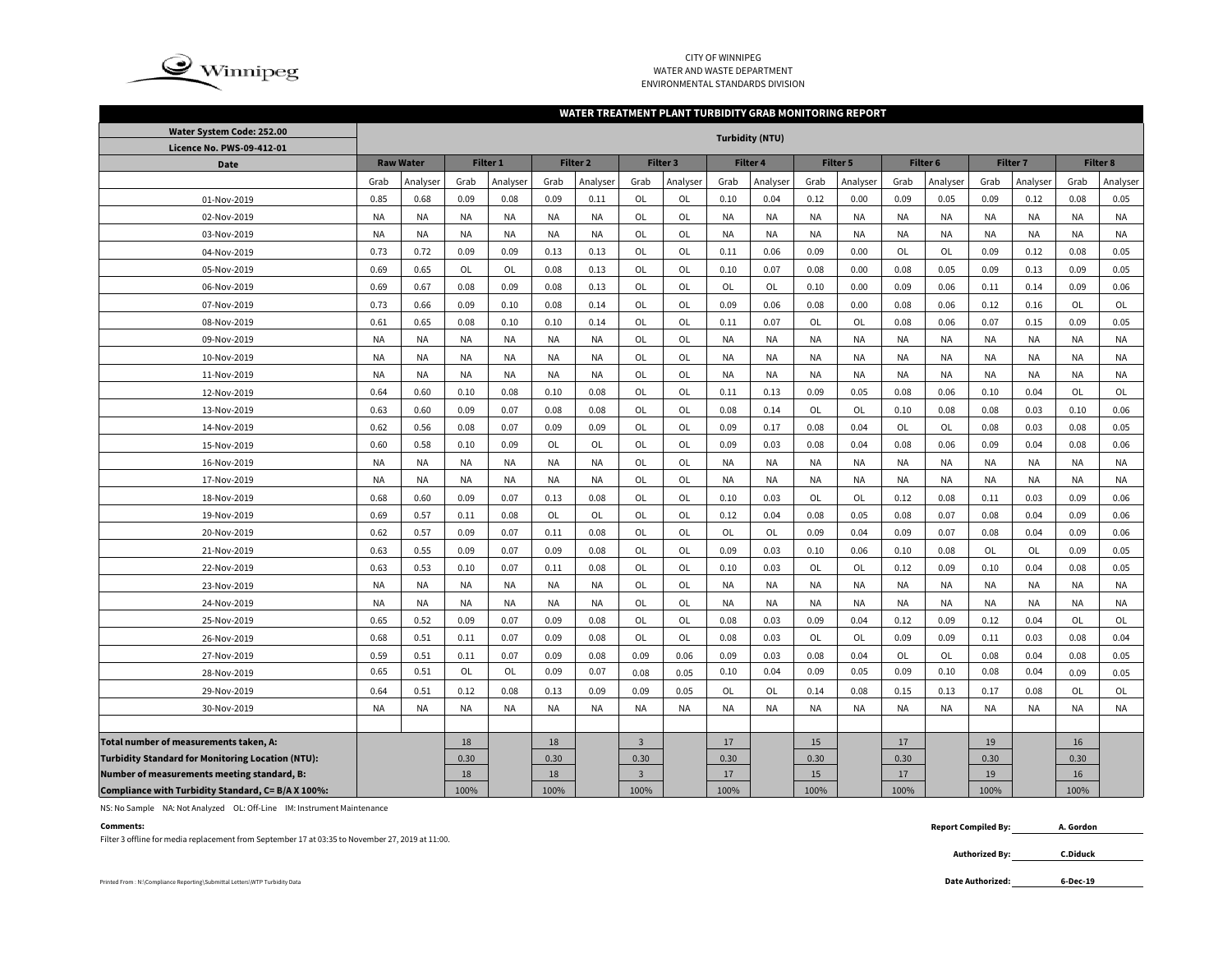CITY OF WINNIPEG
WATER AND WASTE DEPARTMENT
ENVIRONMENTAL STANDARDS DIVISION

## WATER TREATMENT PLANT TURBIDITY GRAB MONITORING REPORT

| Water System Code: 252.00<br>Licence No. PWS-09-412-01 | Turbidity (NTU) | | | | | | | | | | | | | | | | | |
|---|---|---|---|---|---|---|---|---|---|---|---|---|---|---|---|---|---|---|
| Date | Raw Water | | Filter 1 | | Filter 2 | | Filter 3 | | Filter 4 | | Filter 5 | | Filter 6 | | Filter 7 | | Filter 8 | |
| | Grab | Analyser | Grab | Analyser | Grab | Analyser | Grab | Analyser | Grab | Analyser | Grab | Analyser | Grab | Analyser | Grab | Analyser | Grab | Analyser |
| 01-Nov-2019 | 0.85 | 0.68 | 0.09 | 0.08 | 0.09 | 0.11 | OL | OL | 0.10 | 0.04 | 0.12 | 0.00 | 0.09 | 0.05 | 0.09 | 0.12 | 0.08 | 0.05 |
| 02-Nov-2019 | NA | NA | NA | NA | NA | NA | OL | OL | NA | NA | NA | NA | NA | NA | NA | NA | NA | NA |
| 03-Nov-2019 | NA | NA | NA | NA | NA | NA | OL | OL | NA | NA | NA | NA | NA | NA | NA | NA | NA | NA |
| 04-Nov-2019 | 0.73 | 0.72 | 0.09 | 0.09 | 0.13 | 0.13 | OL | OL | 0.11 | 0.06 | 0.09 | 0.00 | OL | OL | 0.09 | 0.12 | 0.08 | 0.05 |
| 05-Nov-2019 | 0.69 | 0.65 | OL | OL | 0.08 | 0.13 | OL | OL | 0.10 | 0.07 | 0.08 | 0.00 | 0.08 | 0.05 | 0.09 | 0.13 | 0.09 | 0.05 |
| 06-Nov-2019 | 0.69 | 0.67 | 0.08 | 0.09 | 0.08 | 0.13 | OL | OL | OL | OL | 0.10 | 0.00 | 0.09 | 0.06 | 0.11 | 0.14 | 0.09 | 0.06 |
| 07-Nov-2019 | 0.73 | 0.66 | 0.09 | 0.10 | 0.08 | 0.14 | OL | OL | 0.09 | 0.06 | 0.08 | 0.00 | 0.08 | 0.06 | 0.12 | 0.16 | OL | OL |
| 08-Nov-2019 | 0.61 | 0.65 | 0.08 | 0.10 | 0.10 | 0.14 | OL | OL | 0.11 | 0.07 | OL | OL | 0.08 | 0.06 | 0.07 | 0.15 | 0.09 | 0.05 |
| 09-Nov-2019 | NA | NA | NA | NA | NA | NA | OL | OL | NA | NA | NA | NA | NA | NA | NA | NA | NA | NA |
| 10-Nov-2019 | NA | NA | NA | NA | NA | NA | OL | OL | NA | NA | NA | NA | NA | NA | NA | NA | NA | NA |
| 11-Nov-2019 | NA | NA | NA | NA | NA | NA | OL | OL | NA | NA | NA | NA | NA | NA | NA | NA | NA | NA |
| 12-Nov-2019 | 0.64 | 0.60 | 0.10 | 0.08 | 0.10 | 0.08 | OL | OL | 0.11 | 0.13 | 0.09 | 0.05 | 0.08 | 0.06 | 0.10 | 0.04 | OL | OL |
| 13-Nov-2019 | 0.63 | 0.60 | 0.09 | 0.07 | 0.08 | 0.08 | OL | OL | 0.08 | 0.14 | OL | OL | 0.10 | 0.08 | 0.08 | 0.03 | 0.10 | 0.06 |
| 14-Nov-2019 | 0.62 | 0.56 | 0.08 | 0.07 | 0.09 | 0.09 | OL | OL | 0.09 | 0.17 | 0.08 | 0.04 | OL | OL | 0.08 | 0.03 | 0.08 | 0.05 |
| 15-Nov-2019 | 0.60 | 0.58 | 0.10 | 0.09 | OL | OL | OL | OL | 0.09 | 0.03 | 0.08 | 0.04 | 0.08 | 0.06 | 0.09 | 0.04 | 0.08 | 0.06 |
| 16-Nov-2019 | NA | NA | NA | NA | NA | NA | OL | OL | NA | NA | NA | NA | NA | NA | NA | NA | NA | NA |
| 17-Nov-2019 | NA | NA | NA | NA | NA | NA | OL | OL | NA | NA | NA | NA | NA | NA | NA | NA | NA | NA |
| 18-Nov-2019 | 0.68 | 0.60 | 0.09 | 0.07 | 0.13 | 0.08 | OL | OL | 0.10 | 0.03 | OL | OL | 0.12 | 0.08 | 0.11 | 0.03 | 0.09 | 0.06 |
| 19-Nov-2019 | 0.69 | 0.57 | 0.11 | 0.08 | OL | OL | OL | OL | 0.12 | 0.04 | 0.08 | 0.05 | 0.08 | 0.07 | 0.08 | 0.04 | 0.09 | 0.06 |
| 20-Nov-2019 | 0.62 | 0.57 | 0.09 | 0.07 | 0.11 | 0.08 | OL | OL | OL | OL | 0.09 | 0.04 | 0.09 | 0.07 | 0.08 | 0.04 | 0.09 | 0.06 |
| 21-Nov-2019 | 0.63 | 0.55 | 0.09 | 0.07 | 0.09 | 0.08 | OL | OL | 0.09 | 0.03 | 0.10 | 0.06 | 0.10 | 0.08 | OL | OL | 0.09 | 0.05 |
| 22-Nov-2019 | 0.63 | 0.53 | 0.10 | 0.07 | 0.11 | 0.08 | OL | OL | 0.10 | 0.03 | OL | OL | 0.12 | 0.09 | 0.10 | 0.04 | 0.08 | 0.05 |
| 23-Nov-2019 | NA | NA | NA | NA | NA | NA | OL | OL | NA | NA | NA | NA | NA | NA | NA | NA | NA | NA |
| 24-Nov-2019 | NA | NA | NA | NA | NA | NA | OL | OL | NA | NA | NA | NA | NA | NA | NA | NA | NA | NA |
| 25-Nov-2019 | 0.65 | 0.52 | 0.09 | 0.07 | 0.09 | 0.08 | OL | OL | 0.08 | 0.03 | 0.09 | 0.04 | 0.12 | 0.09 | 0.12 | 0.04 | OL | OL |
| 26-Nov-2019 | 0.68 | 0.51 | 0.11 | 0.07 | 0.09 | 0.08 | OL | OL | 0.08 | 0.03 | OL | OL | 0.09 | 0.09 | 0.11 | 0.03 | 0.08 | 0.04 |
| 27-Nov-2019 | 0.59 | 0.51 | 0.11 | 0.07 | 0.09 | 0.08 | 0.09 | 0.06 | 0.09 | 0.03 | 0.08 | 0.04 | OL | OL | 0.08 | 0.04 | 0.08 | 0.05 |
| 28-Nov-2019 | 0.65 | 0.51 | OL | OL | 0.09 | 0.07 | 0.08 | 0.05 | 0.10 | 0.04 | 0.09 | 0.05 | 0.09 | 0.10 | 0.08 | 0.04 | 0.09 | 0.05 |
| 29-Nov-2019 | 0.64 | 0.51 | 0.12 | 0.08 | 0.13 | 0.09 | 0.09 | 0.05 | OL | OL | 0.14 | 0.08 | 0.15 | 0.13 | 0.17 | 0.08 | OL | OL |
| 30-Nov-2019 | NA | NA | NA | NA | NA | NA | NA | NA | NA | NA | NA | NA | NA | NA | NA | NA | NA | NA |
| | | | | | | | | | | | | | | | | | | |
| Total number of measurements taken, A: | | | 18 | | 18 | | 3 | | 17 | | 15 | | 17 | | 19 | | 16 | |
| Turbidity Standard for Monitoring Location (NTU): | | | 0.30 | | 0.30 | | 0.30 | | 0.30 | | 0.30 | | 0.30 | | 0.30 | | 0.30 | |
| Number of measurements meeting standard, B: | | | 18 | | 18 | | 3 | | 17 | | 15 | | 17 | | 19 | | 16 | |
| Compliance with Turbidity Standard, C= B/A X 100%: | | | 100% | | 100% | | 100% | | 100% | | 100% | | 100% | | 100% | | 100% | |

NS: No Sample NA: Not Analyzed OL: Off-Line IM: Instrument Maintenance

**Comments:**

Filter 3 offline for media replacement from September 17 at 03:35 to November 27, 2019 at 11:00.

**Report Compiled By:** A. Gordon

**Authorized By:** C.Diduck

**Date Authorized:** 6-Dec-19

Printed From : N:\Compliance Reporting\Submittal Letters\WTP Turbidity Data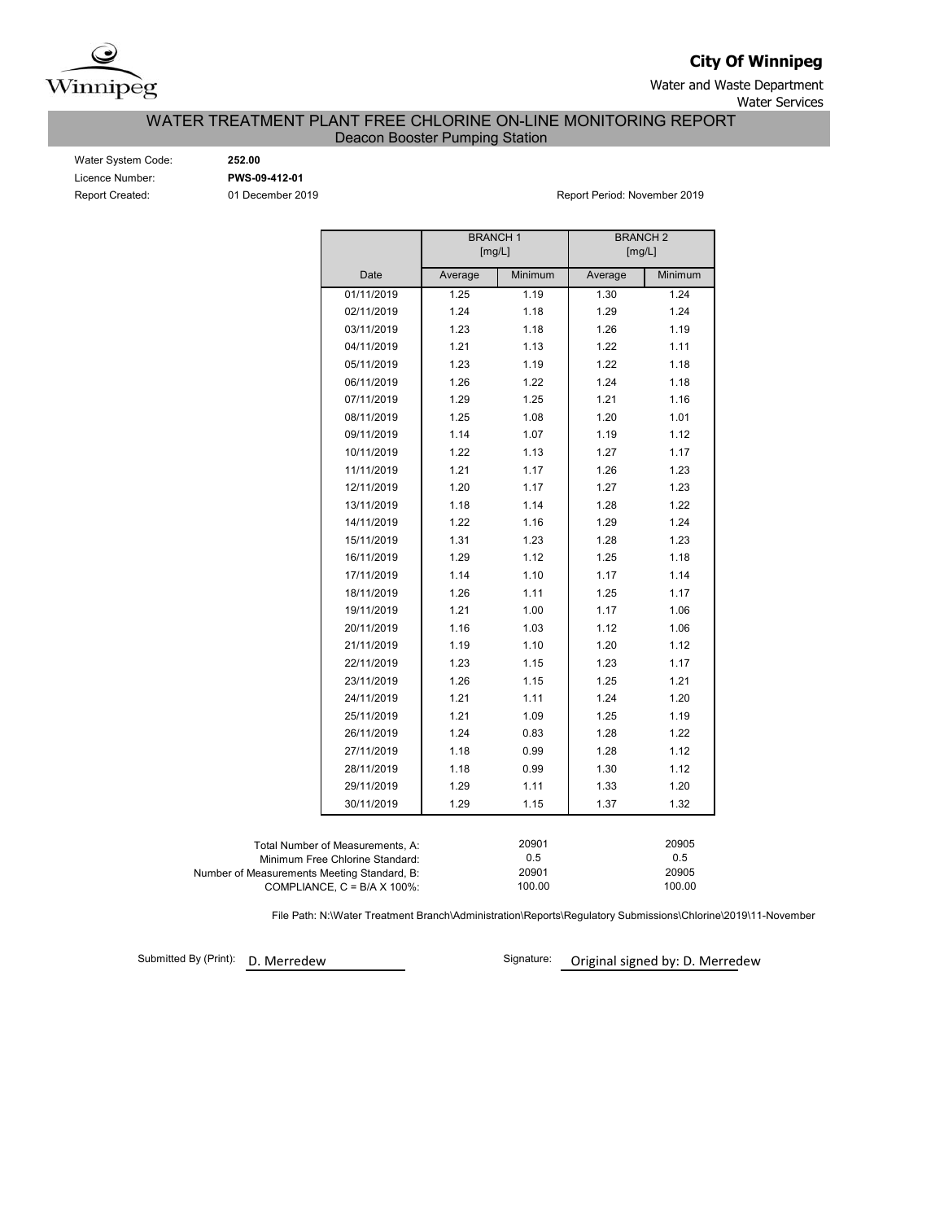Winnipeg

**City Of Winnipeg**

Water and Waste Department
Water Services

## WATER TREATMENT PLANT FREE CHLORINE ON-LINE MONITORING REPORT
### Deacon Booster Pumping Station

Water System Code: **252.00**
Licence Number: **PWS-09-412-01**
Report Created: 01 December 2019

Report Period: November 2019

| | BRANCH 1 [mg/L] | | BRANCH 2 [mg/L] | |
|---|---|---|---|---|
| Date | Average | Minimum | Average | Minimum |
| 01/11/2019 | 1.25 | 1.19 | 1.30 | 1.24 |
| 02/11/2019 | 1.24 | 1.18 | 1.29 | 1.24 |
| 03/11/2019 | 1.23 | 1.18 | 1.26 | 1.19 |
| 04/11/2019 | 1.21 | 1.13 | 1.22 | 1.11 |
| 05/11/2019 | 1.23 | 1.19 | 1.22 | 1.18 |
| 06/11/2019 | 1.26 | 1.22 | 1.24 | 1.18 |
| 07/11/2019 | 1.29 | 1.25 | 1.21 | 1.16 |
| 08/11/2019 | 1.25 | 1.08 | 1.20 | 1.01 |
| 09/11/2019 | 1.14 | 1.07 | 1.19 | 1.12 |
| 10/11/2019 | 1.22 | 1.13 | 1.27 | 1.17 |
| 11/11/2019 | 1.21 | 1.17 | 1.26 | 1.23 |
| 12/11/2019 | 1.20 | 1.17 | 1.27 | 1.23 |
| 13/11/2019 | 1.18 | 1.14 | 1.28 | 1.22 |
| 14/11/2019 | 1.22 | 1.16 | 1.29 | 1.24 |
| 15/11/2019 | 1.31 | 1.23 | 1.28 | 1.23 |
| 16/11/2019 | 1.29 | 1.12 | 1.25 | 1.18 |
| 17/11/2019 | 1.14 | 1.10 | 1.17 | 1.14 |
| 18/11/2019 | 1.26 | 1.11 | 1.25 | 1.17 |
| 19/11/2019 | 1.21 | 1.00 | 1.17 | 1.06 |
| 20/11/2019 | 1.16 | 1.03 | 1.12 | 1.06 |
| 21/11/2019 | 1.19 | 1.10 | 1.20 | 1.12 |
| 22/11/2019 | 1.23 | 1.15 | 1.23 | 1.17 |
| 23/11/2019 | 1.26 | 1.15 | 1.25 | 1.21 |
| 24/11/2019 | 1.21 | 1.11 | 1.24 | 1.20 |
| 25/11/2019 | 1.21 | 1.09 | 1.25 | 1.19 |
| 26/11/2019 | 1.24 | 0.83 | 1.28 | 1.22 |
| 27/11/2019 | 1.18 | 0.99 | 1.28 | 1.12 |
| 28/11/2019 | 1.18 | 0.99 | 1.30 | 1.12 |
| 29/11/2019 | 1.29 | 1.11 | 1.33 | 1.20 |
| 30/11/2019 | 1.29 | 1.15 | 1.37 | 1.32 |

| | BRANCH 1 | BRANCH 2 |
|---|---|---|
| Total Number of Measurements, A: | 20901 | 20905 |
| Minimum Free Chlorine Standard: | 0.5 | 0.5 |
| Number of Measurements Meeting Standard, B: | 20901 | 20905 |
| COMPLIANCE, C = B/A X 100%: | 100.00 | 100.00 |

File Path: N:\Water Treatment Branch\Administration\Reports\Regulatory Submissions\Chlorine\2019\11-November

Submitted By (Print): D. Merredew

Signature: Original signed by: D. Merredew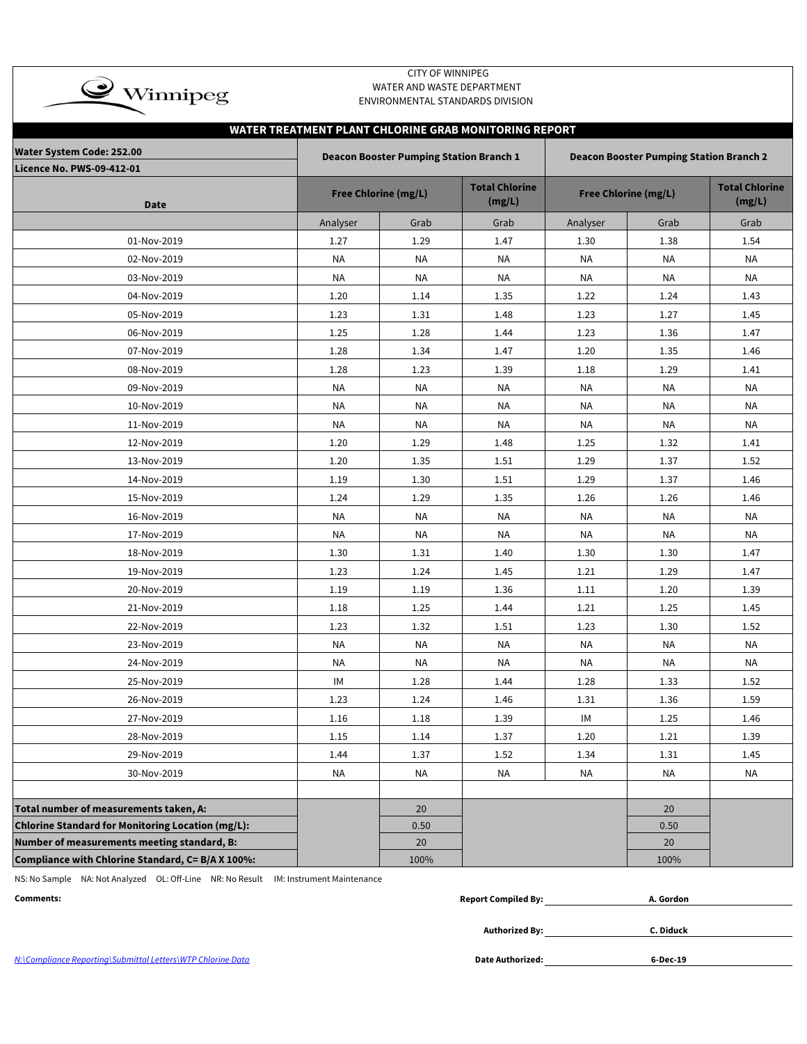CITY OF WINNIPEG
WATER AND WASTE DEPARTMENT
ENVIRONMENTAL STANDARDS DIVISION

## WATER TREATMENT PLANT CHLORINE GRAB MONITORING REPORT

**Water System Code: 252.00**
**Licence No. PWS-09-412-01**

| Date | Deacon Booster Pumping Station Branch 1 | | | Deacon Booster Pumping Station Branch 2 | | |
|---|---|---|---|---|---|---|
| | Free Chlorine (mg/L) | | Total Chlorine (mg/L) | Free Chlorine (mg/L) | | Total Chlorine (mg/L) |
| | Analyser | Grab | Grab | Analyser | Grab | Grab |
| 01-Nov-2019 | 1.27 | 1.29 | 1.47 | 1.30 | 1.38 | 1.54 |
| 02-Nov-2019 | NA | NA | NA | NA | NA | NA |
| 03-Nov-2019 | NA | NA | NA | NA | NA | NA |
| 04-Nov-2019 | 1.20 | 1.14 | 1.35 | 1.22 | 1.24 | 1.43 |
| 05-Nov-2019 | 1.23 | 1.31 | 1.48 | 1.23 | 1.27 | 1.45 |
| 06-Nov-2019 | 1.25 | 1.28 | 1.44 | 1.23 | 1.36 | 1.47 |
| 07-Nov-2019 | 1.28 | 1.34 | 1.47 | 1.20 | 1.35 | 1.46 |
| 08-Nov-2019 | 1.28 | 1.23 | 1.39 | 1.18 | 1.29 | 1.41 |
| 09-Nov-2019 | NA | NA | NA | NA | NA | NA |
| 10-Nov-2019 | NA | NA | NA | NA | NA | NA |
| 11-Nov-2019 | NA | NA | NA | NA | NA | NA |
| 12-Nov-2019 | 1.20 | 1.29 | 1.48 | 1.25 | 1.32 | 1.41 |
| 13-Nov-2019 | 1.20 | 1.35 | 1.51 | 1.29 | 1.37 | 1.52 |
| 14-Nov-2019 | 1.19 | 1.30 | 1.51 | 1.29 | 1.37 | 1.46 |
| 15-Nov-2019 | 1.24 | 1.29 | 1.35 | 1.26 | 1.26 | 1.46 |
| 16-Nov-2019 | NA | NA | NA | NA | NA | NA |
| 17-Nov-2019 | NA | NA | NA | NA | NA | NA |
| 18-Nov-2019 | 1.30 | 1.31 | 1.40 | 1.30 | 1.30 | 1.47 |
| 19-Nov-2019 | 1.23 | 1.24 | 1.45 | 1.21 | 1.29 | 1.47 |
| 20-Nov-2019 | 1.19 | 1.19 | 1.36 | 1.11 | 1.20 | 1.39 |
| 21-Nov-2019 | 1.18 | 1.25 | 1.44 | 1.21 | 1.25 | 1.45 |
| 22-Nov-2019 | 1.23 | 1.32 | 1.51 | 1.23 | 1.30 | 1.52 |
| 23-Nov-2019 | NA | NA | NA | NA | NA | NA |
| 24-Nov-2019 | NA | NA | NA | NA | NA | NA |
| 25-Nov-2019 | IM | 1.28 | 1.44 | 1.28 | 1.33 | 1.52 |
| 26-Nov-2019 | 1.23 | 1.24 | 1.46 | 1.31 | 1.36 | 1.59 |
| 27-Nov-2019 | 1.16 | 1.18 | 1.39 | IM | 1.25 | 1.46 |
| 28-Nov-2019 | 1.15 | 1.14 | 1.37 | 1.20 | 1.21 | 1.39 |
| 29-Nov-2019 | 1.44 | 1.37 | 1.52 | 1.34 | 1.31 | 1.45 |
| 30-Nov-2019 | NA | NA | NA | NA | NA | NA |
| | | | | | | |
| **Total number of measurements taken, A:** | | 20 | | | 20 | |
| **Chlorine Standard for Monitoring Location (mg/L):** | | 0.50 | | | 0.50 | |
| **Number of measurements meeting standard, B:** | | 20 | | | 20 | |
| **Compliance with Chlorine Standard, C= B/A X 100%:** | | 100% | | | 100% | |

NS: No Sample NA: Not Analyzed OL: Off-Line NR: No Result IM: Instrument Maintenance

**Comments:**

**Report Compiled By:** **A. Gordon**

**Authorized By:** **C. Diduck**

**Date Authorized:** **6-Dec-19**

N:\Compliance Reporting\Submittal Letters\WTP Chlorine Data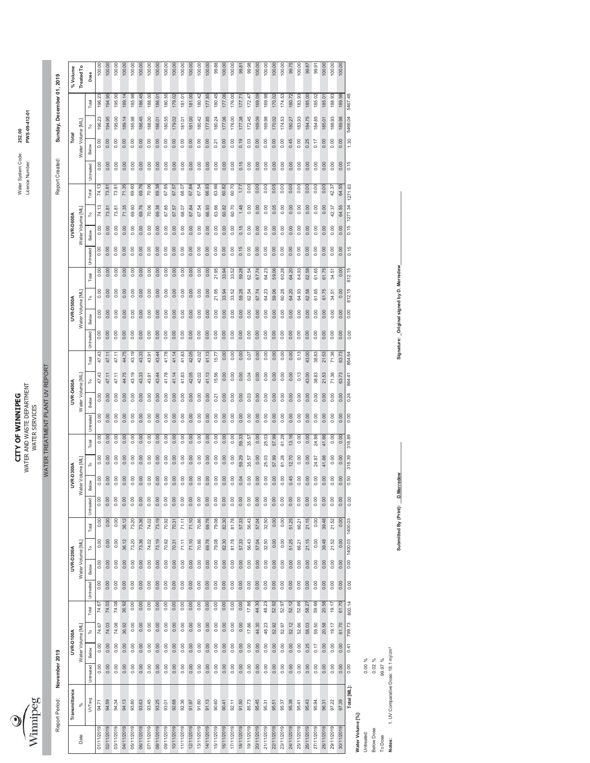**Winnipeg**

# CITY OF WINNIPEG

WATER AND WASTE DEPARTMENT
WATER SERVICES

## WATER TREATMENT PLANT UV REPORT

Water System Code: **252.00**
Licence Number: **PWS-09-412-01**

Report Period: **November 2019**

Report Created: **Sunday, December 01, 2019**

| Date | Transmittance % | UVR-D100A Water Volume [ML] | | | | UVR-D200A Water Volume [ML] | | | | UVR-D300A Water Volume [ML] | | | | UVR-D400A Water Volume [ML] | | | | UVR-D500A Water Volume [ML] | | | | UVR-D600A Water Volume [ML] | | | | Total Water Volume [ML] | | | | % Volume Treated To Dose |
|---|---|---|---|---|---|---|---|---|---|---|---|---|---|---|---|---|---|---|---|---|---|---|---|---|---|---|---|---|---|---|
| | UVTavg | Untreated | Below | To | Total | Untreated | Below | To | Total | Untreated | Below | To | Total | Untreated | Below | To | Total | Untreated | Below | To | Total | Untreated | Below | To | Total | Untreated | Below | To | Total | Dose |
| 01/11/2019 | 94.71 | 0.00 | 0.00 | 74.67 | 74.67 | 0.00 | 0.00 | 0.00 | 0.00 | 0.00 | 0.00 | 0.00 | 0.00 | 0.00 | 0.00 | 47.43 | 47.43 | 0.00 | 0.00 | 0.00 | 0.00 | 0.00 | 0.00 | 74.13 | 74.13 | 0.00 | 0.00 | 196.23 | 196.23 | 100.00 |
| 02/11/2019 | 94.59 | 0.00 | 0.00 | 74.03 | 74.03 | 0.00 | 0.00 | 0.00 | 0.00 | 0.00 | 0.00 | 0.00 | 0.00 | 0.00 | 0.00 | 47.11 | 47.11 | 0.00 | 0.00 | 0.00 | 0.00 | 0.00 | 0.00 | 73.81 | 73.81 | 0.00 | 0.00 | 194.95 | 194.95 | 100.00 |
| 03/11/2019 | 94.34 | 0.00 | 0.00 | 74.08 | 74.08 | 0.00 | 0.00 | 0.00 | 0.00 | 0.00 | 0.00 | 0.00 | 0.00 | 0.00 | 0.00 | 47.11 | 47.11 | 0.00 | 0.00 | 0.00 | 0.00 | 0.00 | 0.00 | 73.81 | 73.81 | 0.00 | 0.00 | 195.00 | 195.00 | 100.00 |
| 04/11/2019 | 94.13 | 0.00 | 0.00 | 36.92 | 36.92 | 0.00 | 0.00 | 36.12 | 36.12 | 0.00 | 0.00 | 0.00 | 0.00 | 0.00 | 0.00 | 44.75 | 44.75 | 0.00 | 0.00 | 0.00 | 0.00 | 0.00 | 0.00 | 71.35 | 71.35 | 0.00 | 0.00 | 189.14 | 189.14 | 100.00 |
| 05/11/2019 | 93.80 | 0.00 | 0.00 | 0.00 | 0.00 | 0.00 | 0.00 | 73.20 | 73.20 | 0.00 | 0.00 | 0.00 | 0.00 | 0.00 | 0.00 | 43.19 | 43.19 | 0.00 | 0.00 | 0.00 | 0.00 | 0.00 | 0.00 | 69.60 | 69.60 | 0.00 | 0.00 | 185.98 | 185.98 | 100.00 |
| 06/11/2019 | 93.63 | 0.00 | 0.00 | 0.00 | 0.00 | 0.00 | 0.00 | 73.36 | 73.36 | 0.00 | 0.00 | 0.00 | 0.00 | 0.00 | 0.00 | 43.33 | 43.33 | 0.00 | 0.00 | 0.00 | 0.00 | 0.00 | 0.00 | 69.76 | 69.76 | 0.00 | 0.00 | 186.45 | 186.45 | 100.00 |
| 07/11/2019 | 93.45 | 0.00 | 0.00 | 0.00 | 0.00 | 0.00 | 0.00 | 74.02 | 74.02 | 0.00 | 0.00 | 0.00 | 0.00 | 0.00 | 0.00 | 43.91 | 43.91 | 0.00 | 0.00 | 0.00 | 0.00 | 0.00 | 0.00 | 70.06 | 70.06 | 0.00 | 0.00 | 188.00 | 188.00 | 100.00 |
| 08/11/2019 | 93.25 | 0.00 | 0.00 | 0.00 | 0.00 | 0.00 | 0.00 | 73.19 | 73.19 | 0.00 | 0.00 | 0.00 | 0.00 | 0.00 | 0.00 | 43.44 | 43.44 | 0.00 | 0.00 | 0.00 | 0.00 | 0.00 | 0.00 | 69.38 | 69.38 | 0.00 | 0.00 | 186.01 | 186.01 | 100.00 |
| 09/11/2019 | 93.01 | 0.00 | 0.00 | 0.00 | 0.00 | 0.00 | 0.00 | 70.92 | 70.92 | 0.00 | 0.00 | 0.00 | 0.00 | 0.00 | 0.00 | 41.78 | 41.78 | 0.00 | 0.00 | 0.00 | 0.00 | 0.00 | 0.00 | 67.85 | 67.85 | 0.00 | 0.00 | 180.55 | 180.55 | 100.00 |
| 10/11/2019 | 92.68 | 0.00 | 0.00 | 0.00 | 0.00 | 0.00 | 0.00 | 70.31 | 70.31 | 0.00 | 0.00 | 0.00 | 0.00 | 0.00 | 0.00 | 41.14 | 41.14 | 0.00 | 0.00 | 0.00 | 0.00 | 0.00 | 0.00 | 67.57 | 67.57 | 0.00 | 0.00 | 179.02 | 179.02 | 100.00 |
| 11/11/2019 | 92.36 | 0.00 | 0.00 | 0.00 | 0.00 | 0.00 | 0.00 | 71.11 | 71.11 | 0.00 | 0.00 | 0.00 | 0.00 | 0.00 | 0.00 | 41.83 | 41.83 | 0.00 | 0.00 | 0.00 | 0.00 | 0.00 | 0.00 | 68.07 | 68.07 | 0.00 | 0.00 | 181.01 | 181.01 | 100.00 |
| 12/11/2019 | 91.97 | 0.00 | 0.00 | 0.00 | 0.00 | 0.00 | 0.00 | 71.10 | 71.10 | 0.00 | 0.00 | 0.00 | 0.00 | 0.00 | 0.00 | 42.05 | 42.05 | 0.00 | 0.00 | 0.00 | 0.00 | 0.00 | 0.00 | 67.84 | 67.84 | 0.00 | 0.00 | 181.00 | 181.00 | 100.00 |
| 13/11/2019 | 91.60 | 0.00 | 0.00 | 0.00 | 0.00 | 0.00 | 0.00 | 70.86 | 70.86 | 0.00 | 0.00 | 0.00 | 0.00 | 0.00 | 0.00 | 42.02 | 42.02 | 0.00 | 0.00 | 0.00 | 0.00 | 0.00 | 0.00 | 67.54 | 67.54 | 0.00 | 0.00 | 180.42 | 180.42 | 100.00 |
| 14/11/2019 | 91.13 | 0.00 | 0.00 | 0.00 | 0.00 | 0.00 | 0.00 | 69.78 | 69.78 | 0.00 | 0.00 | 0.00 | 0.00 | 0.00 | 0.00 | 41.13 | 41.13 | 0.00 | 0.00 | 0.00 | 0.00 | 0.00 | 0.00 | 66.93 | 66.93 | 0.00 | 0.00 | 177.85 | 177.85 | 100.00 |
| 15/11/2019 | 90.60 | 0.00 | 0.00 | 0.00 | 0.00 | 0.00 | 0.00 | 79.08 | 79.08 | 0.00 | 0.00 | 0.00 | 0.00 | 0.00 | 0.21 | 15.56 | 15.77 | 0.00 | 0.00 | 21.95 | 21.95 | 0.00 | 0.00 | 63.66 | 63.66 | 0.00 | 0.21 | 180.24 | 180.45 | 99.88 |
| 16/11/2019 | 90.41 | 0.00 | 0.00 | 0.00 | 0.00 | 0.00 | 0.00 | 82.30 | 82.30 | 0.00 | 0.00 | 0.00 | 0.00 | 0.00 | 0.00 | 0.00 | 0.00 | 0.00 | 0.00 | 33.94 | 33.94 | 0.00 | 0.00 | 60.82 | 60.82 | 0.00 | 0.00 | 177.06 | 177.06 | 100.00 |
| 17/11/2019 | 92.11 | 0.00 | 0.00 | 0.00 | 0.00 | 0.00 | 0.00 | 81.78 | 81.78 | 0.00 | 0.00 | 0.00 | 0.00 | 0.00 | 0.00 | 0.00 | 0.00 | 0.00 | 0.00 | 33.52 | 33.52 | 0.00 | 0.00 | 60.70 | 60.70 | 0.00 | 0.00 | 176.00 | 176.00 | 100.00 |
| 18/11/2019 | 91.50 | 0.00 | 0.00 | 0.00 | 0.00 | 0.00 | 0.00 | 57.33 | 57.33 | 0.00 | 0.04 | 59.29 | 59.33 | 0.00 | 0.00 | 0.00 | 0.00 | 0.00 | 0.00 | 59.28 | 59.28 | 0.15 | 0.15 | 1.48 | 1.77 | 0.15 | 0.19 | 177.38 | 177.71 | 99.81 |
| 19/11/2019 | 85.73 | 0.00 | 0.00 | 17.86 | 17.86 | 0.00 | 0.00 | 56.43 | 56.43 | 0.00 | 0.00 | 35.57 | 35.57 | 0.00 | 0.03 | 0.04 | 0.07 | 0.00 | 0.00 | 62.54 | 62.54 | 0.00 | 0.00 | 0.00 | 0.00 | 0.00 | 0.03 | 172.45 | 172.47 | 99.98 |
| 20/11/2019 | 95.45 | 0.00 | 0.00 | 44.30 | 44.30 | 0.00 | 0.00 | 57.04 | 57.04 | 0.00 | 0.00 | 0.00 | 0.00 | 0.00 | 0.00 | 0.00 | 0.00 | 0.00 | 0.00 | 67.74 | 67.74 | 0.00 | 0.00 | 0.00 | 0.00 | 0.00 | 0.00 | 169.09 | 169.09 | 100.00 |
| 21/11/2019 | 95.31 | 0.00 | 0.00 | 48.23 | 48.23 | 0.00 | 0.00 | 32.50 | 32.50 | 0.00 | 0.00 | 25.03 | 25.03 | 0.00 | 0.00 | 0.00 | 0.00 | 0.00 | 0.00 | 64.23 | 64.23 | 0.00 | 0.00 | 0.00 | 0.00 | 0.00 | 0.00 | 169.98 | 169.98 | 100.00 |
| 22/11/2019 | 95.51 | 0.00 | 0.00 | 52.92 | 52.92 | 0.00 | 0.00 | 0.00 | 0.00 | 0.00 | 0.00 | 57.99 | 57.99 | 0.00 | 0.00 | 0.00 | 0.00 | 0.00 | 0.00 | 59.06 | 59.06 | 0.00 | 0.00 | 0.05 | 0.05 | 0.00 | 0.00 | 170.02 | 170.02 | 100.00 |
| 23/11/2019 | 95.37 | 0.00 | 0.00 | 52.97 | 52.97 | 0.00 | 0.00 | 0.00 | 0.00 | 0.00 | 0.00 | 61.28 | 61.28 | 0.00 | 0.00 | 0.00 | 0.00 | 0.00 | 0.00 | 60.28 | 60.28 | 0.00 | 0.00 | 0.00 | 0.00 | 0.00 | 0.00 | 174.53 | 174.53 | 100.00 |
| 24/11/2019 | 95.38 | 0.00 | 0.00 | 52.12 | 52.12 | 0.00 | 0.00 | 51.25 | 51.25 | 0.00 | 0.45 | 12.70 | 13.16 | 0.00 | 0.00 | 0.00 | 0.00 | 0.00 | 0.00 | 64.20 | 64.20 | 0.00 | 0.00 | 0.00 | 0.00 | 0.00 | 0.45 | 180.27 | 180.72 | 99.75 |
| 25/11/2019 | 95.41 | 0.00 | 0.00 | 52.66 | 52.66 | 0.00 | 0.00 | 66.21 | 66.21 | 0.00 | 0.00 | 0.00 | 0.00 | 0.00 | 0.00 | 0.13 | 0.13 | 0.00 | 0.00 | 64.93 | 64.93 | 0.00 | 0.00 | 0.00 | 0.00 | 0.00 | 0.00 | 183.93 | 183.93 | 100.00 |
| 26/11/2019 | 95.43 | 0.00 | 0.25 | 58.03 | 58.27 | 0.00 | 0.00 | 21.15 | 21.15 | 0.00 | 0.00 | 0.00 | 0.00 | 0.00 | 0.00 | 43.00 | 43.00 | 0.00 | 0.00 | 62.58 | 62.58 | 0.00 | 0.00 | 0.00 | 0.00 | 0.00 | 0.25 | 184.75 | 185.00 | 99.87 |
| 27/11/2019 | 95.94 | 0.00 | 0.17 | 59.50 | 59.66 | 0.00 | 0.00 | 0.00 | 0.00 | 0.00 | 0.00 | 24.87 | 24.88 | 0.00 | 0.00 | 38.83 | 38.83 | 0.00 | 0.00 | 61.65 | 61.65 | 0.00 | 0.00 | 0.00 | 0.00 | 0.00 | 0.17 | 184.85 | 185.02 | 99.91 |
| 28/11/2019 | 96.31 | 0.00 | 0.00 | 20.58 | 20.58 | 0.00 | 0.00 | 39.48 | 39.48 | 0.00 | 0.00 | 41.66 | 41.66 | 0.00 | 0.00 | 21.53 | 21.53 | 0.00 | 0.00 | 61.75 | 61.75 | 0.00 | 0.00 | 0.00 | 0.00 | 0.00 | 0.00 | 185.01 | 185.01 | 100.00 |
| 29/11/2019 | 97.22 | 0.00 | 0.00 | 19.17 | 19.17 | 0.00 | 0.00 | 21.52 | 21.52 | 0.00 | 0.00 | 0.00 | 0.00 | 0.00 | 0.00 | 71.36 | 71.36 | 0.00 | 0.00 | 34.51 | 34.51 | 0.00 | 0.00 | 42.37 | 42.37 | 0.00 | 0.00 | 188.93 | 188.93 | 100.00 |
| 30/11/2019 | 97.39 | 0.00 | 0.00 | 61.70 | 61.70 | 0.00 | 0.00 | 0.00 | 0.00 | 0.00 | 0.00 | 0.00 | 0.00 | 0.00 | 0.00 | 63.73 | 63.73 | 0.00 | 0.00 | 0.00 | 0.00 | 0.00 | 0.00 | 64.55 | 64.55 | 0.00 | 0.00 | 189.98 | 189.98 | 100.00 |
| Total [ML]: | | 0.00 | 0.41 | 799.73 | 800.14 | 0.00 | 0.00 | 1400.03 | 1400.03 | 0.00 | 0.50 | 318.39 | 318.89 | 0.00 | 0.24 | 864.41 | 864.64 | 0.00 | 0.00 | 812.15 | 812.15 | 0.15 | 0.15 | 1271.34 | 1271.63 | 0.15 | 1.30 | 5466.04 | 5467.48 | |

**Water Volume [%]:**

Untreated: 0.00 %
Below Dose: 0.02 %
To Dose: 99.97 %

**Notes:**
1. UV Comparative Dose: 18.1 mJ/cm²

Submitted By (Print): D.Merredew

Signature: Original signed by D. Merredew